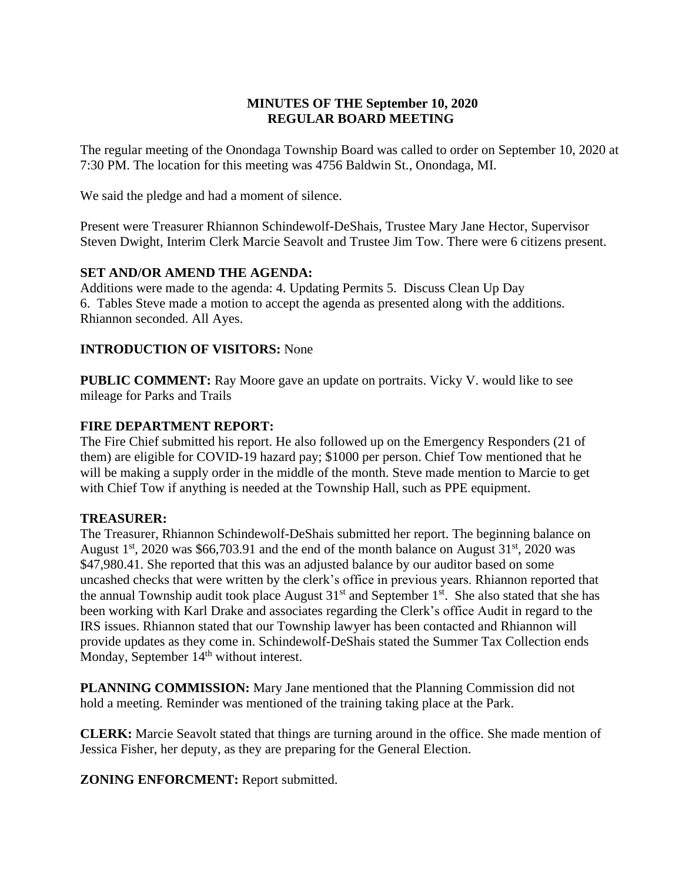**MINUTES OF THE September 10, 2020**
**REGULAR BOARD MEETING**

The regular meeting of the Onondaga Township Board was called to order on September 10, 2020 at 7:30 PM. The location for this meeting was 4756 Baldwin St., Onondaga, MI.

We said the pledge and had a moment of silence.

Present were Treasurer Rhiannon Schindewolf-DeShais, Trustee Mary Jane Hector, Supervisor Steven Dwight, Interim Clerk Marcie Seavolt and Trustee Jim Tow. There were 6 citizens present.

**SET AND/OR AMEND THE AGENDA:**
Additions were made to the agenda: 4. Updating Permits 5. Discuss Clean Up Day 6. Tables Steve made a motion to accept the agenda as presented along with the additions. Rhiannon seconded. All Ayes.

**INTRODUCTION OF VISITORS:** None

**PUBLIC COMMENT:** Ray Moore gave an update on portraits. Vicky V. would like to see mileage for Parks and Trails

**FIRE DEPARTMENT REPORT:**
The Fire Chief submitted his report. He also followed up on the Emergency Responders (21 of them) are eligible for COVID-19 hazard pay; $1000 per person. Chief Tow mentioned that he will be making a supply order in the middle of the month. Steve made mention to Marcie to get with Chief Tow if anything is needed at the Township Hall, such as PPE equipment.

**TREASURER:**
The Treasurer, Rhiannon Schindewolf-DeShais submitted her report. The beginning balance on August 1st, 2020 was $66,703.91 and the end of the month balance on August 31st, 2020 was $47,980.41. She reported that this was an adjusted balance by our auditor based on some uncashed checks that were written by the clerk's office in previous years. Rhiannon reported that the annual Township audit took place August 31st and September 1st. She also stated that she has been working with Karl Drake and associates regarding the Clerk's office Audit in regard to the IRS issues. Rhiannon stated that our Township lawyer has been contacted and Rhiannon will provide updates as they come in. Schindewolf-DeShais stated the Summer Tax Collection ends Monday, September 14th without interest.

**PLANNING COMMISSION:** Mary Jane mentioned that the Planning Commission did not hold a meeting. Reminder was mentioned of the training taking place at the Park.

**CLERK:** Marcie Seavolt stated that things are turning around in the office. She made mention of Jessica Fisher, her deputy, as they are preparing for the General Election.

**ZONING ENFORCMENT:** Report submitted.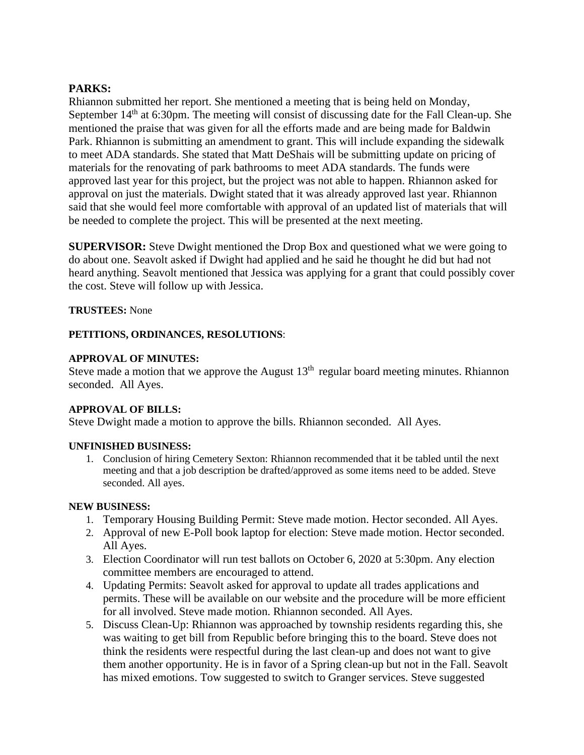**PARKS:**
Rhiannon submitted her report. She mentioned a meeting that is being held on Monday, September 14th at 6:30pm. The meeting will consist of discussing date for the Fall Clean-up. She mentioned the praise that was given for all the efforts made and are being made for Baldwin Park. Rhiannon is submitting an amendment to grant. This will include expanding the sidewalk to meet ADA standards. She stated that Matt DeShais will be submitting update on pricing of materials for the renovating of park bathrooms to meet ADA standards. The funds were approved last year for this project, but the project was not able to happen. Rhiannon asked for approval on just the materials. Dwight stated that it was already approved last year. Rhiannon said that she would feel more comfortable with approval of an updated list of materials that will be needed to complete the project. This will be presented at the next meeting.

**SUPERVISOR:** Steve Dwight mentioned the Drop Box and questioned what we were going to do about one. Seavolt asked if Dwight had applied and he said he thought he did but had not heard anything. Seavolt mentioned that Jessica was applying for a grant that could possibly cover the cost. Steve will follow up with Jessica.

**TRUSTEES:** None

**PETITIONS, ORDINANCES, RESOLUTIONS**:

**APPROVAL OF MINUTES:**
Steve made a motion that we approve the August 13th regular board meeting minutes. Rhiannon seconded. All Ayes.

**APPROVAL OF BILLS:**
Steve Dwight made a motion to approve the bills. Rhiannon seconded. All Ayes.

**UNFINISHED BUSINESS:**

1. Conclusion of hiring Cemetery Sexton: Rhiannon recommended that it be tabled until the next meeting and that a job description be drafted/approved as some items need to be added. Steve seconded. All ayes.

**NEW BUSINESS:**

1. Temporary Housing Building Permit: Steve made motion. Hector seconded. All Ayes.
2. Approval of new E-Poll book laptop for election: Steve made motion. Hector seconded. All Ayes.
3. Election Coordinator will run test ballots on October 6, 2020 at 5:30pm. Any election committee members are encouraged to attend.
4. Updating Permits: Seavolt asked for approval to update all trades applications and permits. These will be available on our website and the procedure will be more efficient for all involved. Steve made motion. Rhiannon seconded. All Ayes.
5. Discuss Clean-Up: Rhiannon was approached by township residents regarding this, she was waiting to get bill from Republic before bringing this to the board. Steve does not think the residents were respectful during the last clean-up and does not want to give them another opportunity. He is in favor of a Spring clean-up but not in the Fall. Seavolt has mixed emotions. Tow suggested to switch to Granger services. Steve suggested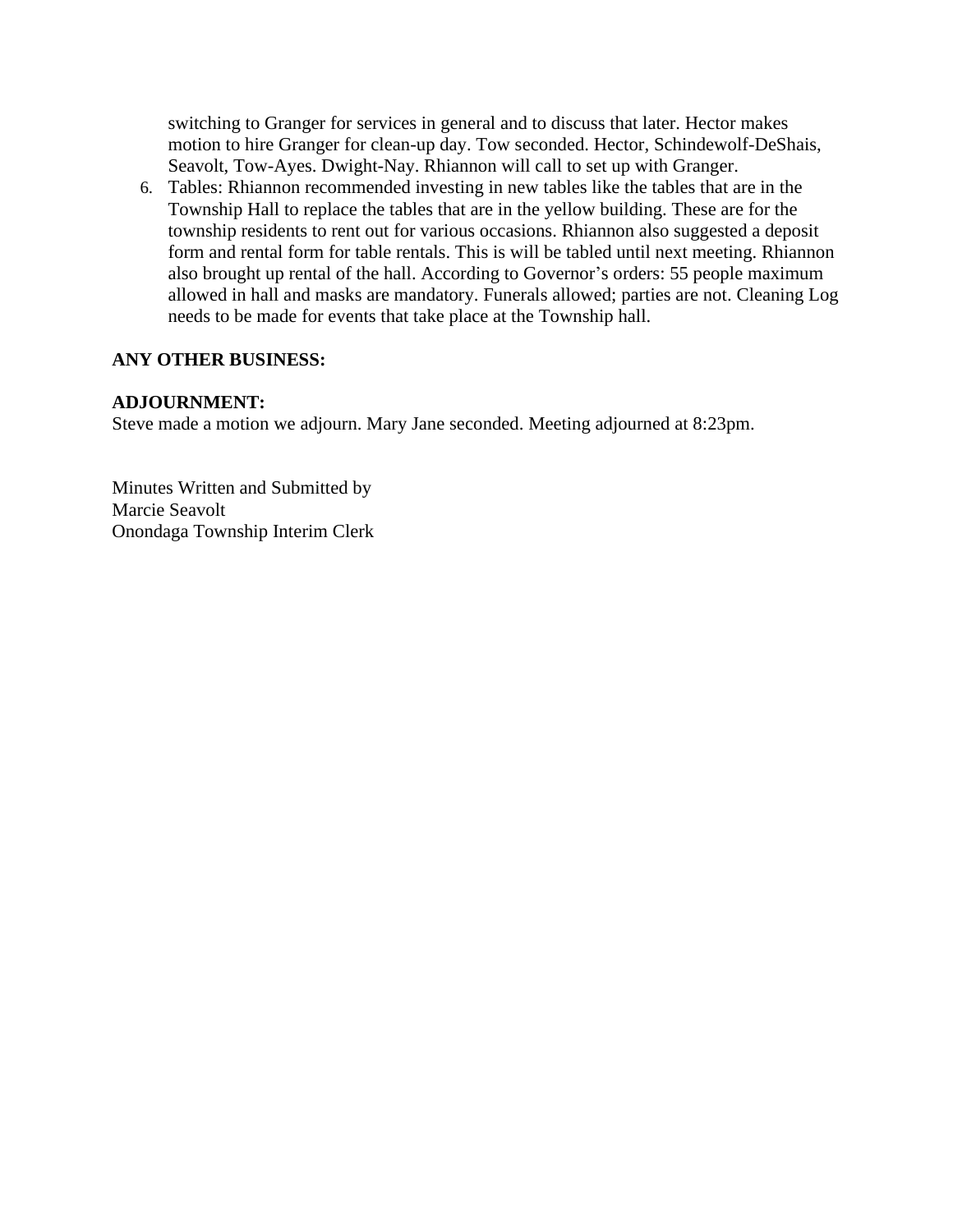switching to Granger for services in general and to discuss that later. Hector makes motion to hire Granger for clean-up day. Tow seconded. Hector, Schindewolf-DeShais, Seavolt, Tow-Ayes. Dwight-Nay. Rhiannon will call to set up with Granger.

6. Tables: Rhiannon recommended investing in new tables like the tables that are in the Township Hall to replace the tables that are in the yellow building. These are for the township residents to rent out for various occasions. Rhiannon also suggested a deposit form and rental form for table rentals. This is will be tabled until next meeting. Rhiannon also brought up rental of the hall. According to Governor's orders: 55 people maximum allowed in hall and masks are mandatory. Funerals allowed; parties are not. Cleaning Log needs to be made for events that take place at the Township hall.

**ANY OTHER BUSINESS:**

**ADJOURNMENT:**
Steve made a motion we adjourn. Mary Jane seconded. Meeting adjourned at 8:23pm.

Minutes Written and Submitted by
Marcie Seavolt
Onondaga Township Interim Clerk